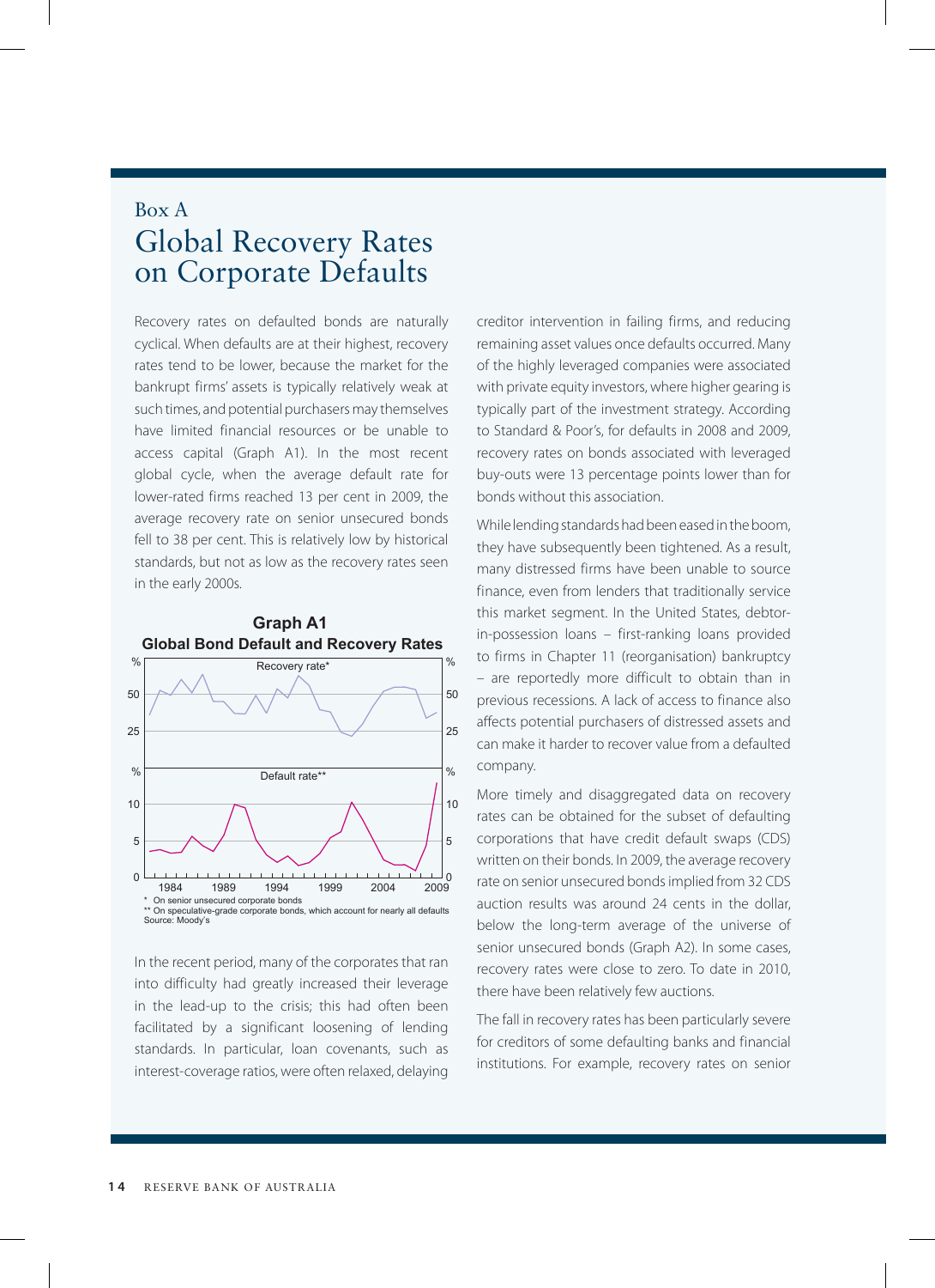Box A

# Global Recovery Rates on Corporate Defaults

Recovery rates on defaulted bonds are naturally cyclical. When defaults are at their highest, recovery rates tend to be lower, because the market for the bankrupt firms' assets is typically relatively weak at such times, and potential purchasers may themselves have limited financial resources or be unable to access capital (Graph A1). In the most recent global cycle, when the average default rate for lower-rated firms reached 13 per cent in 2009, the average recovery rate on senior unsecured bonds fell to 38 per cent. This is relatively low by historical standards, but not as low as the recovery rates seen in the early 2000s.

**Graph A1**
**Global Bond Default and Recovery Rates**

\* On senior unsecured corporate bonds
\*\* On speculative-grade corporate bonds, which account for nearly all defaults
Source: Moody's

In the recent period, many of the corporates that ran into difficulty had greatly increased their leverage in the lead-up to the crisis; this had often been facilitated by a significant loosening of lending standards. In particular, loan covenants, such as interest-coverage ratios, were often relaxed, delaying creditor intervention in failing firms, and reducing remaining asset values once defaults occurred. Many of the highly leveraged companies were associated with private equity investors, where higher gearing is typically part of the investment strategy. According to Standard & Poor's, for defaults in 2008 and 2009, recovery rates on bonds associated with leveraged buy-outs were 13 percentage points lower than for bonds without this association.

While lending standards had been eased in the boom, they have subsequently been tightened. As a result, many distressed firms have been unable to source finance, even from lenders that traditionally service this market segment. In the United States, debtor-in-possession loans – first-ranking loans provided to firms in Chapter 11 (reorganisation) bankruptcy – are reportedly more difficult to obtain than in previous recessions. A lack of access to finance also affects potential purchasers of distressed assets and can make it harder to recover value from a defaulted company.

More timely and disaggregated data on recovery rates can be obtained for the subset of defaulting corporations that have credit default swaps (CDS) written on their bonds. In 2009, the average recovery rate on senior unsecured bonds implied from 32 CDS auction results was around 24 cents in the dollar, below the long-term average of the universe of senior unsecured bonds (Graph A2). In some cases, recovery rates were close to zero. To date in 2010, there have been relatively few auctions.

The fall in recovery rates has been particularly severe for creditors of some defaulting banks and financial institutions. For example, recovery rates on senior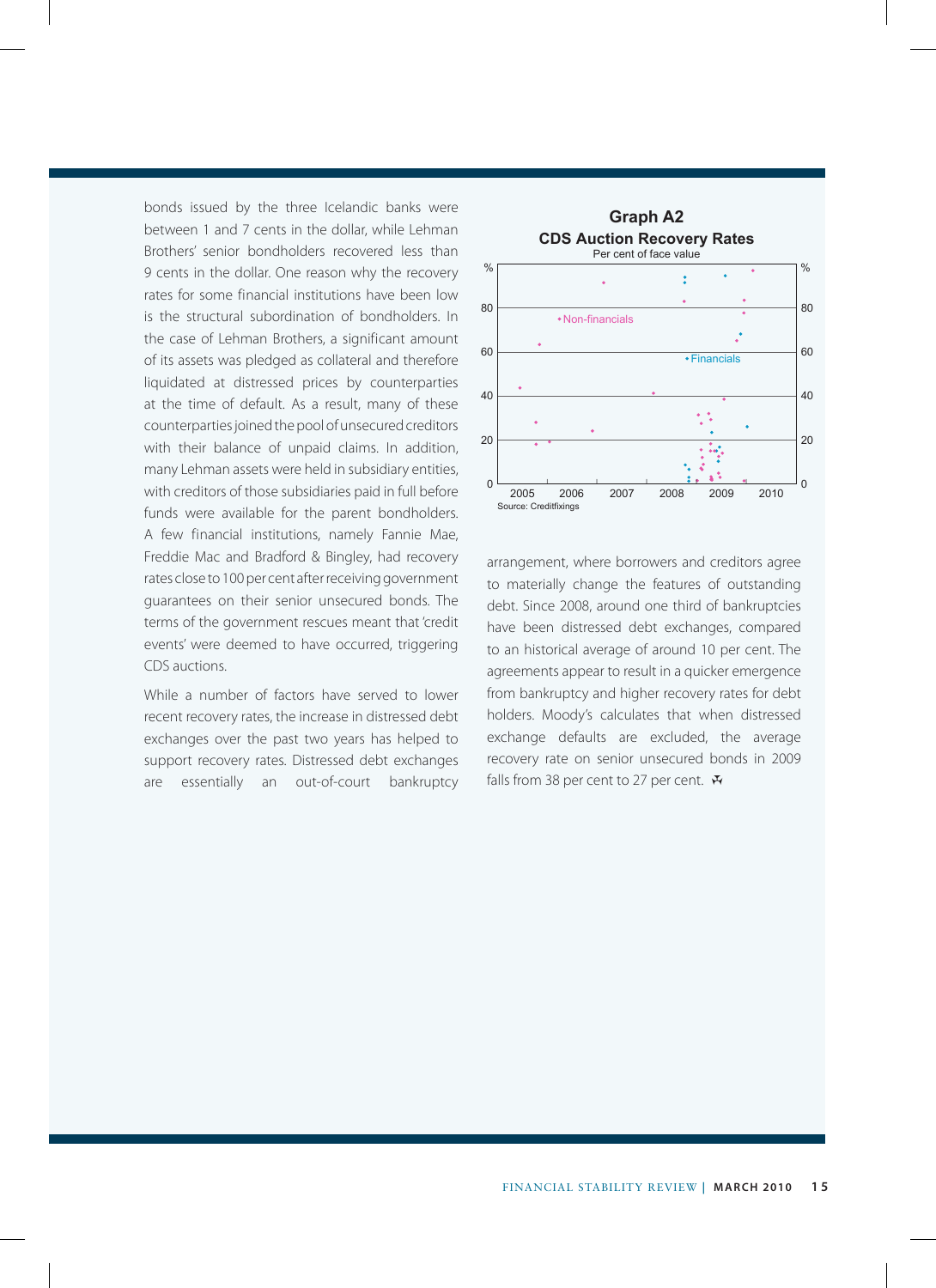bonds issued by the three Icelandic banks were between 1 and 7 cents in the dollar, while Lehman Brothers' senior bondholders recovered less than 9 cents in the dollar. One reason why the recovery rates for some financial institutions have been low is the structural subordination of bondholders. In the case of Lehman Brothers, a significant amount of its assets was pledged as collateral and therefore liquidated at distressed prices by counterparties at the time of default. As a result, many of these counterparties joined the pool of unsecured creditors with their balance of unpaid claims. In addition, many Lehman assets were held in subsidiary entities, with creditors of those subsidiaries paid in full before funds were available for the parent bondholders. A few financial institutions, namely Fannie Mae, Freddie Mac and Bradford & Bingley, had recovery rates close to 100 per cent after receiving government guarantees on their senior unsecured bonds. The terms of the government rescues meant that 'credit events' were deemed to have occurred, triggering CDS auctions.

While a number of factors have served to lower recent recovery rates, the increase in distressed debt exchanges over the past two years has helped to support recovery rates. Distressed debt exchanges are essentially an out-of-court bankruptcy arrangement, where borrowers and creditors agree to materially change the features of outstanding debt. Since 2008, around one third of bankruptcies have been distressed debt exchanges, compared to an historical average of around 10 per cent. The agreements appear to result in a quicker emergence from bankruptcy and higher recovery rates for debt holders. Moody's calculates that when distressed exchange defaults are excluded, the average recovery rate on senior unsecured bonds in 2009 falls from 38 per cent to 27 per cent.

**Graph A2**
**CDS Auction Recovery Rates**
Per cent of face value

%
80
60
40
20
0
2005 2006 2007 2008 2009 2010
Non-financials
Financials
Source: Creditfixings